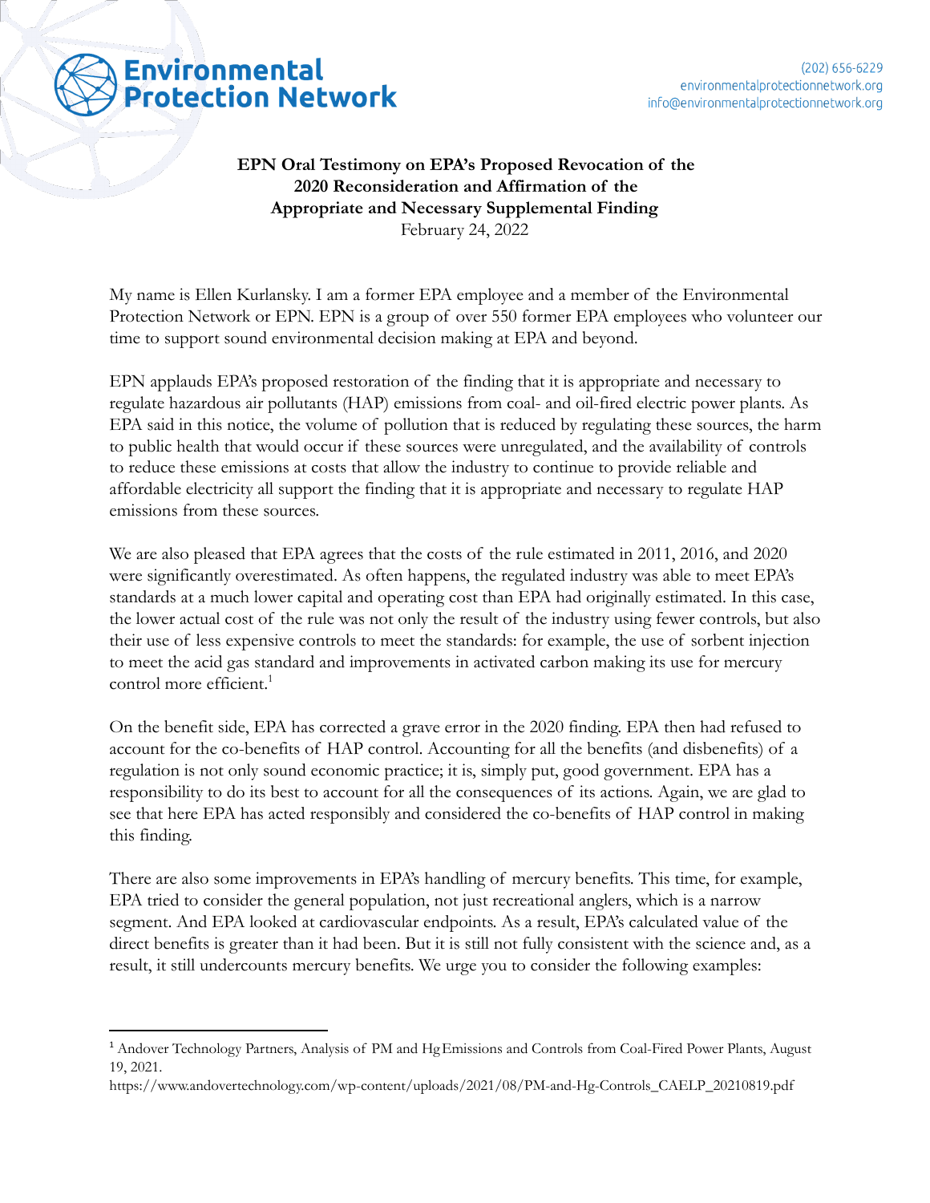Environmental Protection Network

(202) 656-6229
environmentalprotectionnetwork.org
info@environmentalprotectionnetwork.org

**EPN Oral Testimony on EPA's Proposed Revocation of the 2020 Reconsideration and Affirmation of the Appropriate and Necessary Supplemental Finding**

February 24, 2022

My name is Ellen Kurlansky. I am a former EPA employee and a member of the Environmental Protection Network or EPN. EPN is a group of over 550 former EPA employees who volunteer our time to support sound environmental decision making at EPA and beyond.

EPN applauds EPA's proposed restoration of the finding that it is appropriate and necessary to regulate hazardous air pollutants (HAP) emissions from coal- and oil-fired electric power plants. As EPA said in this notice, the volume of pollution that is reduced by regulating these sources, the harm to public health that would occur if these sources were unregulated, and the availability of controls to reduce these emissions at costs that allow the industry to continue to provide reliable and affordable electricity all support the finding that it is appropriate and necessary to regulate HAP emissions from these sources.

We are also pleased that EPA agrees that the costs of the rule estimated in 2011, 2016, and 2020 were significantly overestimated. As often happens, the regulated industry was able to meet EPA's standards at a much lower capital and operating cost than EPA had originally estimated. In this case, the lower actual cost of the rule was not only the result of the industry using fewer controls, but also their use of less expensive controls to meet the standards: for example, the use of sorbent injection to meet the acid gas standard and improvements in activated carbon making its use for mercury control more efficient.[1]

On the benefit side, EPA has corrected a grave error in the 2020 finding. EPA then had refused to account for the co-benefits of HAP control. Accounting for all the benefits (and disbenefits) of a regulation is not only sound economic practice; it is, simply put, good government. EPA has a responsibility to do its best to account for all the consequences of its actions. Again, we are glad to see that here EPA has acted responsibly and considered the co-benefits of HAP control in making this finding.

There are also some improvements in EPA's handling of mercury benefits. This time, for example, EPA tried to consider the general population, not just recreational anglers, which is a narrow segment. And EPA looked at cardiovascular endpoints. As a result, EPA's calculated value of the direct benefits is greater than it had been. But it is still not fully consistent with the science and, as a result, it still undercounts mercury benefits. We urge you to consider the following examples:

---

[1] Andover Technology Partners, Analysis of PM and Hg Emissions and Controls from Coal-Fired Power Plants, August 19, 2021.
https://www.andovertechnology.com/wp-content/uploads/2021/08/PM-and-Hg-Controls_CAELP_20210819.pdf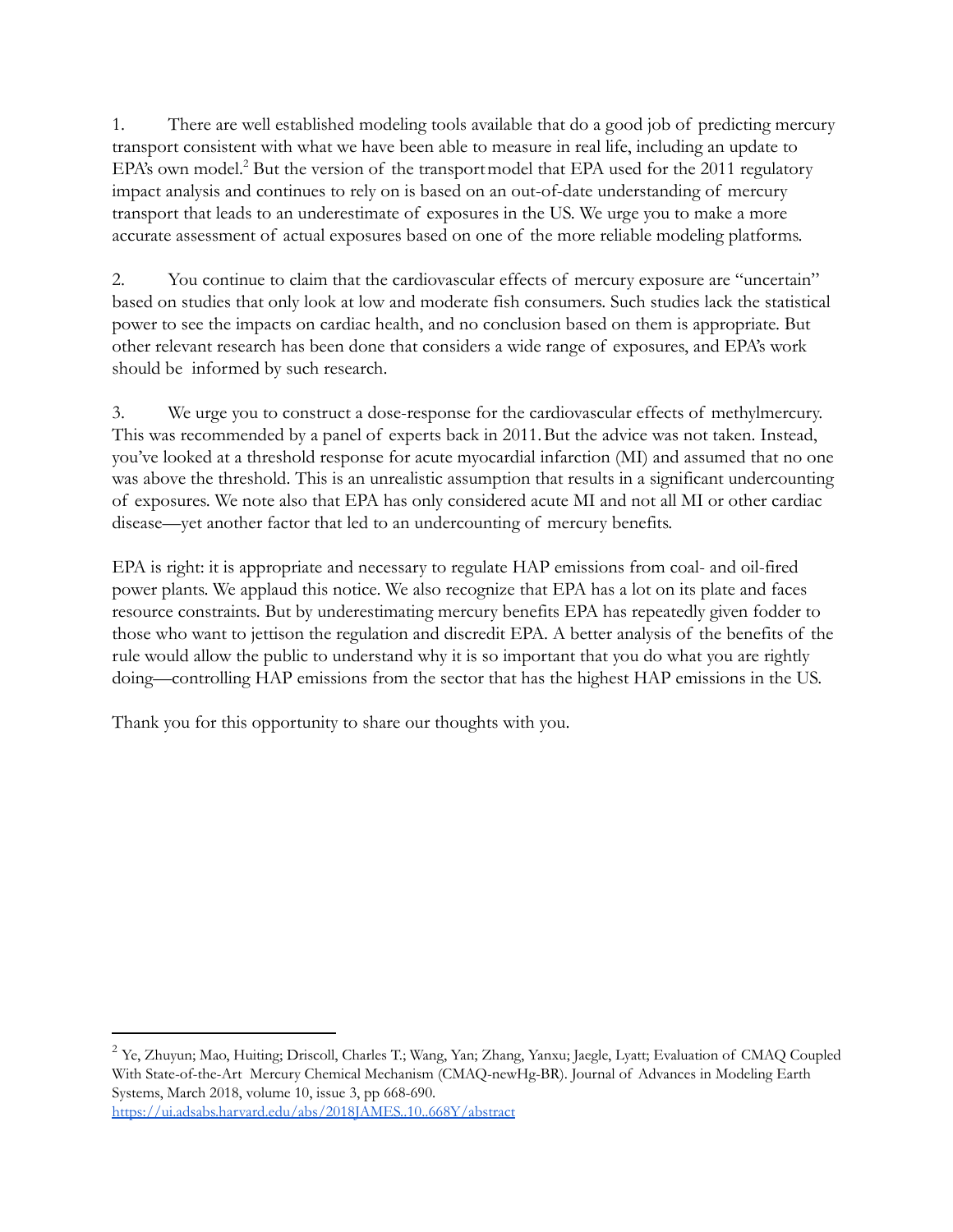1. There are well established modeling tools available that do a good job of predicting mercury transport consistent with what we have been able to measure in real life, including an update to EPA's own model.[2] But the version of the transport model that EPA used for the 2011 regulatory impact analysis and continues to rely on is based on an out-of-date understanding of mercury transport that leads to an underestimate of exposures in the US. We urge you to make a more accurate assessment of actual exposures based on one of the more reliable modeling platforms.

2. You continue to claim that the cardiovascular effects of mercury exposure are "uncertain" based on studies that only look at low and moderate fish consumers. Such studies lack the statistical power to see the impacts on cardiac health, and no conclusion based on them is appropriate. But other relevant research has been done that considers a wide range of exposures, and EPA's work should be informed by such research.

3. We urge you to construct a dose-response for the cardiovascular effects of methylmercury. This was recommended by a panel of experts back in 2011. But the advice was not taken. Instead, you've looked at a threshold response for acute myocardial infarction (MI) and assumed that no one was above the threshold. This is an unrealistic assumption that results in a significant undercounting of exposures. We note also that EPA has only considered acute MI and not all MI or other cardiac disease—yet another factor that led to an undercounting of mercury benefits.

EPA is right: it is appropriate and necessary to regulate HAP emissions from coal- and oil-fired power plants. We applaud this notice. We also recognize that EPA has a lot on its plate and faces resource constraints. But by underestimating mercury benefits EPA has repeatedly given fodder to those who want to jettison the regulation and discredit EPA. A better analysis of the benefits of the rule would allow the public to understand why it is so important that you do what you are rightly doing—controlling HAP emissions from the sector that has the highest HAP emissions in the US.

Thank you for this opportunity to share our thoughts with you.

---

[2] Ye, Zhuyun; Mao, Huiting; Driscoll, Charles T.; Wang, Yan; Zhang, Yanxu; Jaegle, Lyatt; Evaluation of CMAQ Coupled With State-of-the-Art Mercury Chemical Mechanism (CMAQ-newHg-BR). Journal of Advances in Modeling Earth Systems, March 2018, volume 10, issue 3, pp 668-690. https://ui.adsabs.harvard.edu/abs/2018JAMES..10..668Y/abstract